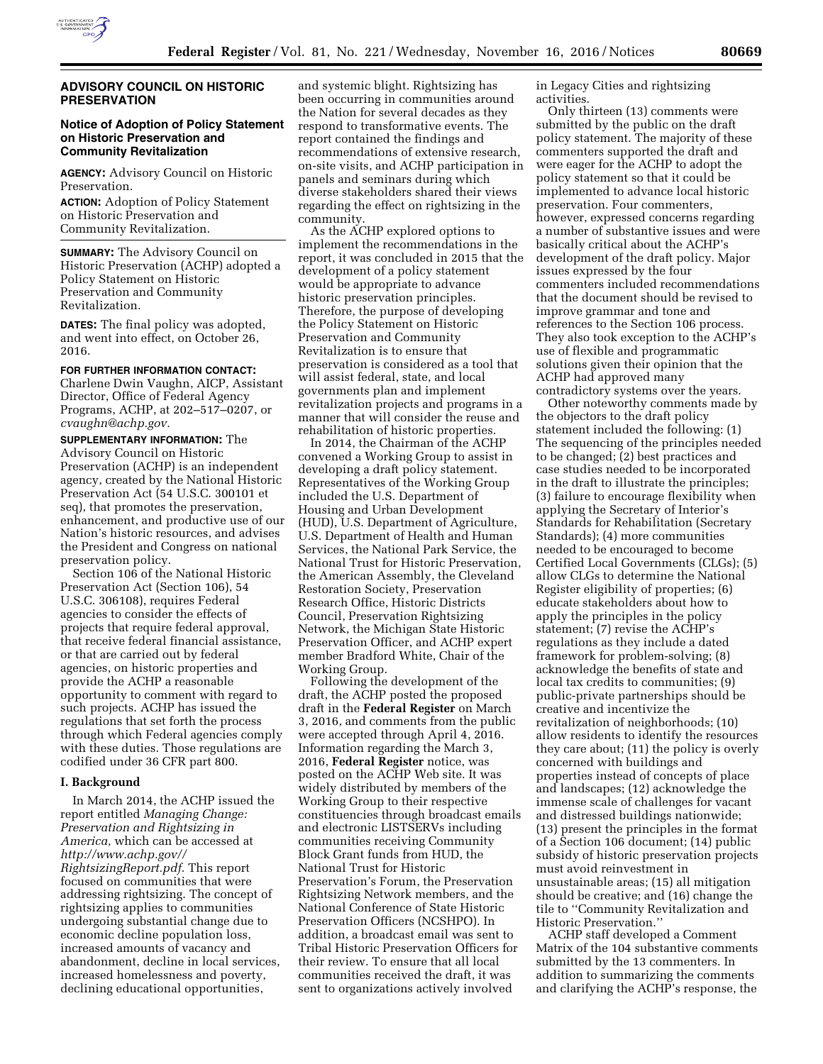## ADVISORY COUNCIL ON HISTORIC PRESERVATION

### Notice of Adoption of Policy Statement on Historic Preservation and Community Revitalization

**AGENCY:** Advisory Council on Historic Preservation.

**ACTION:** Adoption of Policy Statement on Historic Preservation and Community Revitalization.

**SUMMARY:** The Advisory Council on Historic Preservation (ACHP) adopted a Policy Statement on Historic Preservation and Community Revitalization.

**DATES:** The final policy was adopted, and went into effect, on October 26, 2016.

**FOR FURTHER INFORMATION CONTACT:** Charlene Dwin Vaughn, AICP, Assistant Director, Office of Federal Agency Programs, ACHP, at 202–517–0207, or *cvaughn@achp.gov.*

**SUPPLEMENTARY INFORMATION:** The Advisory Council on Historic Preservation (ACHP) is an independent agency, created by the National Historic Preservation Act (54 U.S.C. 300101 et seq), that promotes the preservation, enhancement, and productive use of our Nation's historic resources, and advises the President and Congress on national preservation policy.

Section 106 of the National Historic Preservation Act (Section 106), 54 U.S.C. 306108), requires Federal agencies to consider the effects of projects that require federal approval, that receive federal financial assistance, or that are carried out by federal agencies, on historic properties and provide the ACHP a reasonable opportunity to comment with regard to such projects. ACHP has issued the regulations that set forth the process through which Federal agencies comply with these duties. Those regulations are codified under 36 CFR part 800.

#### I. Background

In March 2014, the ACHP issued the report entitled *Managing Change: Preservation and Rightsizing in America,* which can be accessed at *http://www.achp.gov//RightsizingReport.pdf.* This report focused on communities that were addressing rightsizing. The concept of rightsizing applies to communities undergoing substantial change due to economic decline population loss, increased amounts of vacancy and abandonment, decline in local services, increased homelessness and poverty, declining educational opportunities, and systemic blight. Rightsizing has been occurring in communities around the Nation for several decades as they respond to transformative events. The report contained the findings and recommendations of extensive research, on-site visits, and ACHP participation in panels and seminars during which diverse stakeholders shared their views regarding the effect on rightsizing in the community.

As the ACHP explored options to implement the recommendations in the report, it was concluded in 2015 that the development of a policy statement would be appropriate to advance historic preservation principles. Therefore, the purpose of developing the Policy Statement on Historic Preservation and Community Revitalization is to ensure that preservation is considered as a tool that will assist federal, state, and local governments plan and implement revitalization projects and programs in a manner that will consider the reuse and rehabilitation of historic properties.

In 2014, the Chairman of the ACHP convened a Working Group to assist in developing a draft policy statement. Representatives of the Working Group included the U.S. Department of Housing and Urban Development (HUD), U.S. Department of Agriculture, U.S. Department of Health and Human Services, the National Park Service, the National Trust for Historic Preservation, the American Assembly, the Cleveland Restoration Society, Preservation Research Office, Historic Districts Council, Preservation Rightsizing Network, the Michigan State Historic Preservation Officer, and ACHP expert member Bradford White, Chair of the Working Group.

Following the development of the draft, the ACHP posted the proposed draft in the **Federal Register** on March 3, 2016, and comments from the public were accepted through April 4, 2016. Information regarding the March 3, 2016, **Federal Register** notice, was posted on the ACHP Web site. It was widely distributed by members of the Working Group to their respective constituencies through broadcast emails and electronic LISTSERVs including communities receiving Community Block Grant funds from HUD, the National Trust for Historic Preservation's Forum, the Preservation Rightsizing Network members, and the National Conference of State Historic Preservation Officers (NCSHPO). In addition, a broadcast email was sent to Tribal Historic Preservation Officers for their review. To ensure that all local communities received the draft, it was sent to organizations actively involved in Legacy Cities and rightsizing activities.

Only thirteen (13) comments were submitted by the public on the draft policy statement. The majority of these commenters supported the draft and were eager for the ACHP to adopt the policy statement so that it could be implemented to advance local historic preservation. Four commenters, however, expressed concerns regarding a number of substantive issues and were basically critical about the ACHP's development of the draft policy. Major issues expressed by the four commenters included recommendations that the document should be revised to improve grammar and tone and references to the Section 106 process. They also took exception to the ACHP's use of flexible and programmatic solutions given their opinion that the ACHP had approved many contradictory systems over the years.

Other noteworthy comments made by the objectors to the draft policy statement included the following: (1) The sequencing of the principles needed to be changed; (2) best practices and case studies needed to be incorporated in the draft to illustrate the principles; (3) failure to encourage flexibility when applying the Secretary of Interior's Standards for Rehabilitation (Secretary Standards); (4) more communities needed to be encouraged to become Certified Local Governments (CLGs); (5) allow CLGs to determine the National Register eligibility of properties; (6) educate stakeholders about how to apply the principles in the policy statement; (7) revise the ACHP's regulations as they include a dated framework for problem-solving; (8) acknowledge the benefits of state and local tax credits to communities; (9) public-private partnerships should be creative and incentivize the revitalization of neighborhoods; (10) allow residents to identify the resources they care about; (11) the policy is overly concerned with buildings and properties instead of concepts of place and landscapes; (12) acknowledge the immense scale of challenges for vacant and distressed buildings nationwide; (13) present the principles in the format of a Section 106 document; (14) public subsidy of historic preservation projects must avoid reinvestment in unsustainable areas; (15) all mitigation should be creative; and (16) change the tile to ''Community Revitalization and Historic Preservation.''

ACHP staff developed a Comment Matrix of the 104 substantive comments submitted by the 13 commenters. In addition to summarizing the comments and clarifying the ACHP's response, the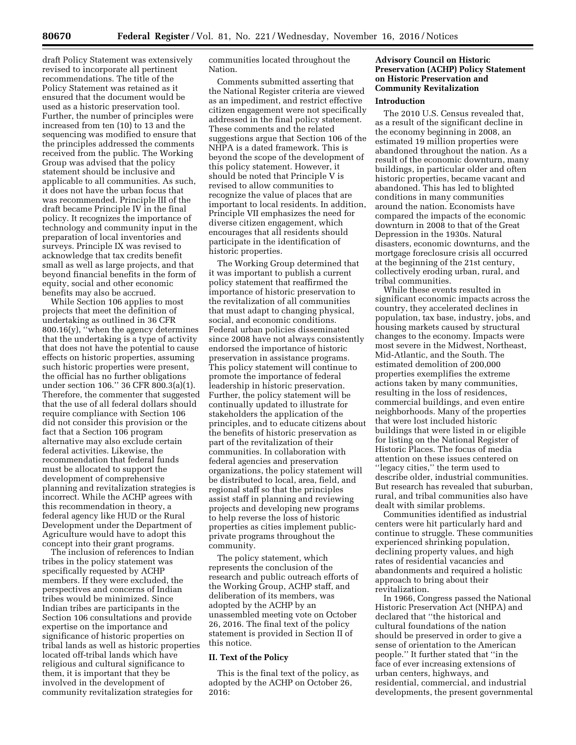draft Policy Statement was extensively revised to incorporate all pertinent recommendations. The title of the Policy Statement was retained as it ensured that the document would be used as a historic preservation tool. Further, the number of principles were increased from ten (10) to 13 and the sequencing was modified to ensure that the principles addressed the comments received from the public. The Working Group was advised that the policy statement should be inclusive and applicable to all communities. As such, it does not have the urban focus that was recommended. Principle III of the draft became Principle IV in the final policy. It recognizes the importance of technology and community input in the preparation of local inventories and surveys. Principle IX was revised to acknowledge that tax credits benefit small as well as large projects, and that beyond financial benefits in the form of equity, social and other economic benefits may also be accrued.

While Section 106 applies to most projects that meet the definition of undertaking as outlined in 36 CFR 800.16(y), ''when the agency determines that the undertaking is a type of activity that does not have the potential to cause effects on historic properties, assuming such historic properties were present, the official has no further obligations under section 106.'' 36 CFR 800.3(a)(1). Therefore, the commenter that suggested that the use of all federal dollars should require compliance with Section 106 did not consider this provision or the fact that a Section 106 program alternative may also exclude certain federal activities. Likewise, the recommendation that federal funds must be allocated to support the development of comprehensive planning and revitalization strategies is incorrect. While the ACHP agrees with this recommendation in theory, a federal agency like HUD or the Rural Development under the Department of Agriculture would have to adopt this concept into their grant programs.

The inclusion of references to Indian tribes in the policy statement was specifically requested by ACHP members. If they were excluded, the perspectives and concerns of Indian tribes would be minimized. Since Indian tribes are participants in the Section 106 consultations and provide expertise on the importance and significance of historic properties on tribal lands as well as historic properties located off-tribal lands which have religious and cultural significance to them, it is important that they be involved in the development of community revitalization strategies for communities located throughout the Nation.

Comments submitted asserting that the National Register criteria are viewed as an impediment, and restrict effective citizen engagement were not specifically addressed in the final policy statement. These comments and the related suggestions argue that Section 106 of the NHPA is a dated framework. This is beyond the scope of the development of this policy statement. However, it should be noted that Principle V is revised to allow communities to recognize the value of places that are important to local residents. In addition, Principle VII emphasizes the need for diverse citizen engagement, which encourages that all residents should participate in the identification of historic properties.

The Working Group determined that it was important to publish a current policy statement that reaffirmed the importance of historic preservation to the revitalization of all communities that must adapt to changing physical, social, and economic conditions. Federal urban policies disseminated since 2008 have not always consistently endorsed the importance of historic preservation in assistance programs. This policy statement will continue to promote the importance of federal leadership in historic preservation. Further, the policy statement will be continually updated to illustrate for stakeholders the application of the principles, and to educate citizens about the benefits of historic preservation as part of the revitalization of their communities. In collaboration with federal agencies and preservation organizations, the policy statement will be distributed to local, area, field, and regional staff so that the principles assist staff in planning and reviewing projects and developing new programs to help reverse the loss of historic properties as cities implement public-private programs throughout the community.

The policy statement, which represents the conclusion of the research and public outreach efforts of the Working Group, ACHP staff, and deliberation of its members, was adopted by the ACHP by an unassembled meeting vote on October 26, 2016. The final text of the policy statement is provided in Section II of this notice.

## II. Text of the Policy

This is the final text of the policy, as adopted by the ACHP on October 26, 2016:

### Advisory Council on Historic Preservation (ACHP) Policy Statement on Historic Preservation and Community Revitalization

#### Introduction

The 2010 U.S. Census revealed that, as a result of the significant decline in the economy beginning in 2008, an estimated 19 million properties were abandoned throughout the nation. As a result of the economic downturn, many buildings, in particular older and often historic properties, became vacant and abandoned. This has led to blighted conditions in many communities around the nation. Economists have compared the impacts of the economic downturn in 2008 to that of the Great Depression in the 1930s. Natural disasters, economic downturns, and the mortgage foreclosure crisis all occurred at the beginning of the 21st century, collectively eroding urban, rural, and tribal communities.

While these events resulted in significant economic impacts across the country, they accelerated declines in population, tax base, industry, jobs, and housing markets caused by structural changes to the economy. Impacts were most severe in the Midwest, Northeast, Mid-Atlantic, and the South. The estimated demolition of 200,000 properties exemplifies the extreme actions taken by many communities, resulting in the loss of residences, commercial buildings, and even entire neighborhoods. Many of the properties that were lost included historic buildings that were listed in or eligible for listing on the National Register of Historic Places. The focus of media attention on these issues centered on ''legacy cities,'' the term used to describe older, industrial communities. But research has revealed that suburban, rural, and tribal communities also have dealt with similar problems.

Communities identified as industrial centers were hit particularly hard and continue to struggle. These communities experienced shrinking population, declining property values, and high rates of residential vacancies and abandonments and required a holistic approach to bring about their revitalization.

In 1966, Congress passed the National Historic Preservation Act (NHPA) and declared that ''the historical and cultural foundations of the nation should be preserved in order to give a sense of orientation to the American people.'' It further stated that ''in the face of ever increasing extensions of urban centers, highways, and residential, commercial, and industrial developments, the present governmental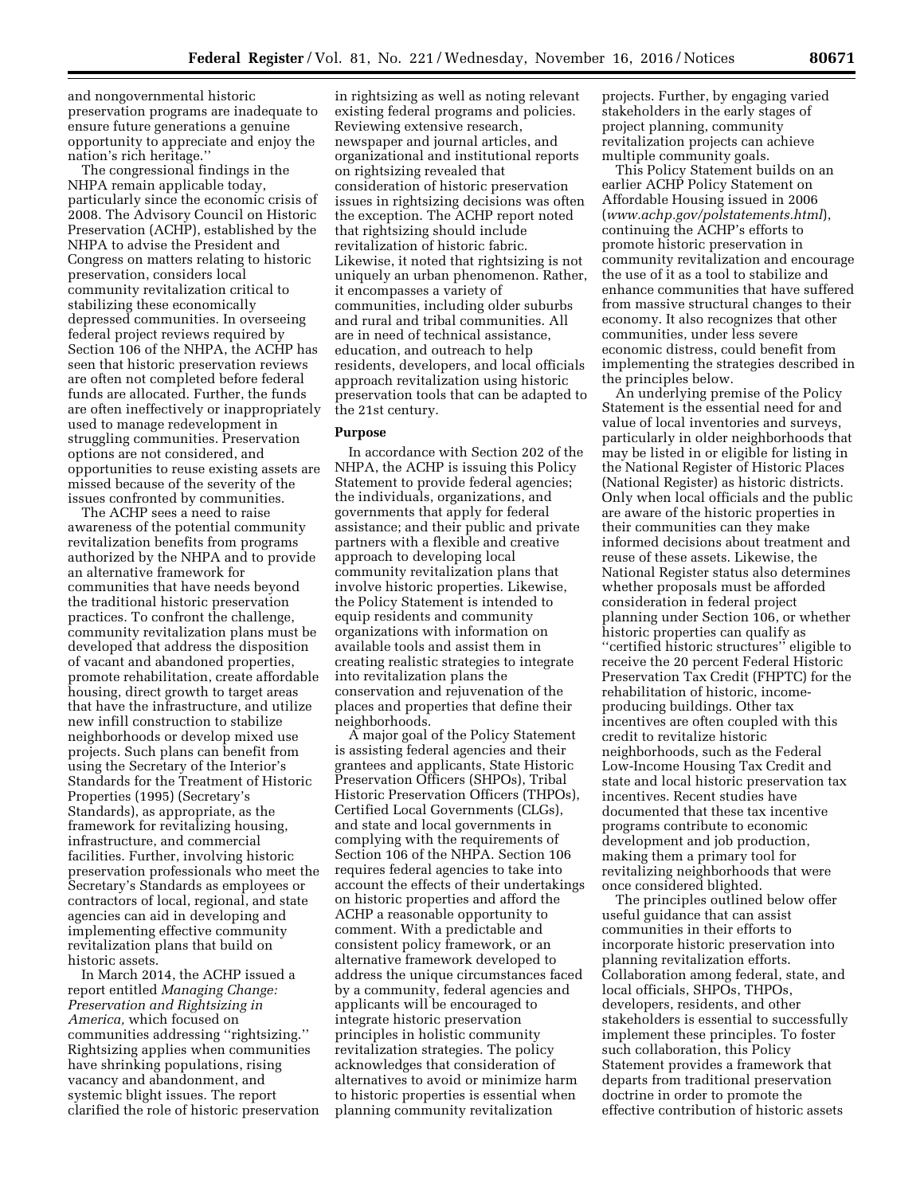and nongovernmental historic preservation programs are inadequate to ensure future generations a genuine opportunity to appreciate and enjoy the nation's rich heritage.''

The congressional findings in the NHPA remain applicable today, particularly since the economic crisis of 2008. The Advisory Council on Historic Preservation (ACHP), established by the NHPA to advise the President and Congress on matters relating to historic preservation, considers local community revitalization critical to stabilizing these economically depressed communities. In overseeing federal project reviews required by Section 106 of the NHPA, the ACHP has seen that historic preservation reviews are often not completed before federal funds are allocated. Further, the funds are often ineffectively or inappropriately used to manage redevelopment in struggling communities. Preservation options are not considered, and opportunities to reuse existing assets are missed because of the severity of the issues confronted by communities.

The ACHP sees a need to raise awareness of the potential community revitalization benefits from programs authorized by the NHPA and to provide an alternative framework for communities that have needs beyond the traditional historic preservation practices. To confront the challenge, community revitalization plans must be developed that address the disposition of vacant and abandoned properties, promote rehabilitation, create affordable housing, direct growth to target areas that have the infrastructure, and utilize new infill construction to stabilize neighborhoods or develop mixed use projects. Such plans can benefit from using the Secretary of the Interior's Standards for the Treatment of Historic Properties (1995) (Secretary's Standards), as appropriate, as the framework for revitalizing housing, infrastructure, and commercial facilities. Further, involving historic preservation professionals who meet the Secretary's Standards as employees or contractors of local, regional, and state agencies can aid in developing and implementing effective community revitalization plans that build on historic assets.

In March 2014, the ACHP issued a report entitled *Managing Change: Preservation and Rightsizing in America,* which focused on communities addressing ''rightsizing.'' Rightsizing applies when communities have shrinking populations, rising vacancy and abandonment, and systemic blight issues. The report clarified the role of historic preservation in rightsizing as well as noting relevant existing federal programs and policies. Reviewing extensive research, newspaper and journal articles, and organizational and institutional reports on rightsizing revealed that consideration of historic preservation issues in rightsizing decisions was often the exception. The ACHP report noted that rightsizing should include revitalization of historic fabric. Likewise, it noted that rightsizing is not uniquely an urban phenomenon. Rather, it encompasses a variety of communities, including older suburbs and rural and tribal communities. All are in need of technical assistance, education, and outreach to help residents, developers, and local officials approach revitalization using historic preservation tools that can be adapted to the 21st century.

## Purpose

In accordance with Section 202 of the NHPA, the ACHP is issuing this Policy Statement to provide federal agencies; the individuals, organizations, and governments that apply for federal assistance; and their public and private partners with a flexible and creative approach to developing local community revitalization plans that involve historic properties. Likewise, the Policy Statement is intended to equip residents and community organizations with information on available tools and assist them in creating realistic strategies to integrate into revitalization plans the conservation and rejuvenation of the places and properties that define their neighborhoods.

A major goal of the Policy Statement is assisting federal agencies and their grantees and applicants, State Historic Preservation Officers (SHPOs), Tribal Historic Preservation Officers (THPOs), Certified Local Governments (CLGs), and state and local governments in complying with the requirements of Section 106 of the NHPA. Section 106 requires federal agencies to take into account the effects of their undertakings on historic properties and afford the ACHP a reasonable opportunity to comment. With a predictable and consistent policy framework, or an alternative framework developed to address the unique circumstances faced by a community, federal agencies and applicants will be encouraged to integrate historic preservation principles in holistic community revitalization strategies. The policy acknowledges that consideration of alternatives to avoid or minimize harm to historic properties is essential when planning community revitalization projects. Further, by engaging varied stakeholders in the early stages of project planning, community revitalization projects can achieve multiple community goals.

This Policy Statement builds on an earlier ACHP Policy Statement on Affordable Housing issued in 2006 (*www.achp.gov/polstatements.html*), continuing the ACHP's efforts to promote historic preservation in community revitalization and encourage the use of it as a tool to stabilize and enhance communities that have suffered from massive structural changes to their economy. It also recognizes that other communities, under less severe economic distress, could benefit from implementing the strategies described in the principles below.

An underlying premise of the Policy Statement is the essential need for and value of local inventories and surveys, particularly in older neighborhoods that may be listed in or eligible for listing in the National Register of Historic Places (National Register) as historic districts. Only when local officials and the public are aware of the historic properties in their communities can they make informed decisions about treatment and reuse of these assets. Likewise, the National Register status also determines whether proposals must be afforded consideration in federal project planning under Section 106, or whether historic properties can qualify as ''certified historic structures'' eligible to receive the 20 percent Federal Historic Preservation Tax Credit (FHPTC) for the rehabilitation of historic, income-producing buildings. Other tax incentives are often coupled with this credit to revitalize historic neighborhoods, such as the Federal Low-Income Housing Tax Credit and state and local historic preservation tax incentives. Recent studies have documented that these tax incentive programs contribute to economic development and job production, making them a primary tool for revitalizing neighborhoods that were once considered blighted.

The principles outlined below offer useful guidance that can assist communities in their efforts to incorporate historic preservation into planning revitalization efforts. Collaboration among federal, state, and local officials, SHPOs, THPOs, developers, residents, and other stakeholders is essential to successfully implement these principles. To foster such collaboration, this Policy Statement provides a framework that departs from traditional preservation doctrine in order to promote the effective contribution of historic assets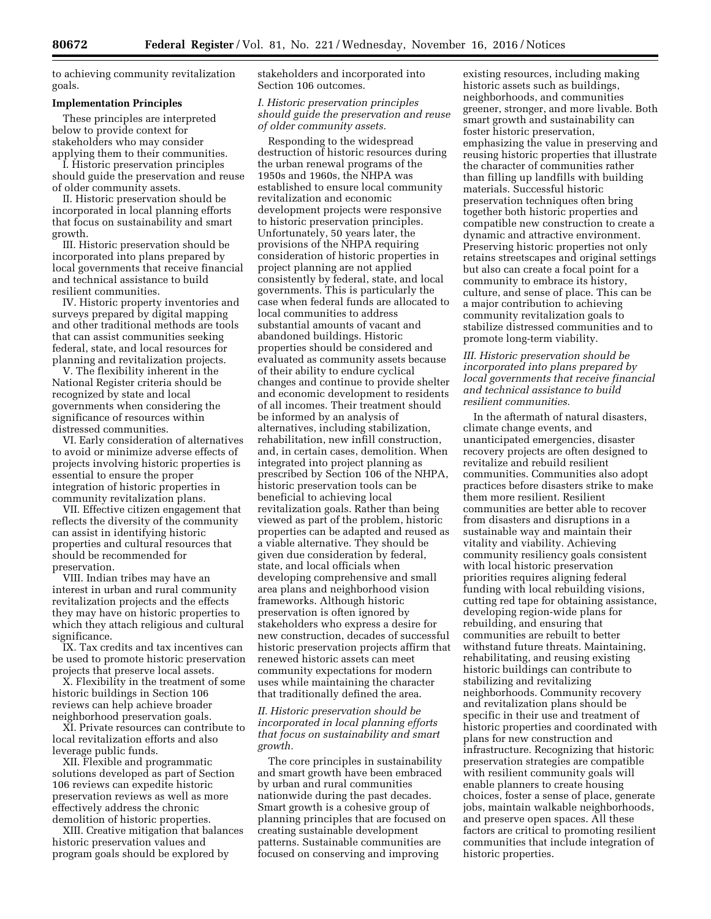to achieving community revitalization goals.

**Implementation Principles**

These principles are interpreted below to provide context for stakeholders who may consider applying them to their communities.

I. Historic preservation principles should guide the preservation and reuse of older community assets.

II. Historic preservation should be incorporated in local planning efforts that focus on sustainability and smart growth.

III. Historic preservation should be incorporated into plans prepared by local governments that receive financial and technical assistance to build resilient communities.

IV. Historic property inventories and surveys prepared by digital mapping and other traditional methods are tools that can assist communities seeking federal, state, and local resources for planning and revitalization projects.

V. The flexibility inherent in the National Register criteria should be recognized by state and local governments when considering the significance of resources within distressed communities.

VI. Early consideration of alternatives to avoid or minimize adverse effects of projects involving historic properties is essential to ensure the proper integration of historic properties in community revitalization plans.

VII. Effective citizen engagement that reflects the diversity of the community can assist in identifying historic properties and cultural resources that should be recommended for preservation.

VIII. Indian tribes may have an interest in urban and rural community revitalization projects and the effects they may have on historic properties to which they attach religious and cultural significance.

IX. Tax credits and tax incentives can be used to promote historic preservation projects that preserve local assets.

X. Flexibility in the treatment of some historic buildings in Section 106 reviews can help achieve broader neighborhood preservation goals.

XI. Private resources can contribute to local revitalization efforts and also leverage public funds.

XII. Flexible and programmatic solutions developed as part of Section 106 reviews can expedite historic preservation reviews as well as more effectively address the chronic demolition of historic properties.

XIII. Creative mitigation that balances historic preservation values and program goals should be explored by stakeholders and incorporated into Section 106 outcomes.

*I. Historic preservation principles should guide the preservation and reuse of older community assets.*

Responding to the widespread destruction of historic resources during the urban renewal programs of the 1950s and 1960s, the NHPA was established to ensure local community revitalization and economic development projects were responsive to historic preservation principles. Unfortunately, 50 years later, the provisions of the NHPA requiring consideration of historic properties in project planning are not applied consistently by federal, state, and local governments. This is particularly the case when federal funds are allocated to local communities to address substantial amounts of vacant and abandoned buildings. Historic properties should be considered and evaluated as community assets because of their ability to endure cyclical changes and continue to provide shelter and economic development to residents of all incomes. Their treatment should be informed by an analysis of alternatives, including stabilization, rehabilitation, new infill construction, and, in certain cases, demolition. When integrated into project planning as prescribed by Section 106 of the NHPA, historic preservation tools can be beneficial to achieving local revitalization goals. Rather than being viewed as part of the problem, historic properties can be adapted and reused as a viable alternative. They should be given due consideration by federal, state, and local officials when developing comprehensive and small area plans and neighborhood vision frameworks. Although historic preservation is often ignored by stakeholders who express a desire for new construction, decades of successful historic preservation projects affirm that renewed historic assets can meet community expectations for modern uses while maintaining the character that traditionally defined the area.

*II. Historic preservation should be incorporated in local planning efforts that focus on sustainability and smart growth.*

The core principles in sustainability and smart growth have been embraced by urban and rural communities nationwide during the past decades. Smart growth is a cohesive group of planning principles that are focused on creating sustainable development patterns. Sustainable communities are focused on conserving and improving existing resources, including making historic assets such as buildings, neighborhoods, and communities greener, stronger, and more livable. Both smart growth and sustainability can foster historic preservation, emphasizing the value in preserving and reusing historic properties that illustrate the character of communities rather than filling up landfills with building materials. Successful historic preservation techniques often bring together both historic properties and compatible new construction to create a dynamic and attractive environment. Preserving historic properties not only retains streetscapes and original settings but also can create a focal point for a community to embrace its history, culture, and sense of place. This can be a major contribution to achieving community revitalization goals to stabilize distressed communities and to promote long-term viability.

*III. Historic preservation should be incorporated into plans prepared by local governments that receive financial and technical assistance to build resilient communities.*

In the aftermath of natural disasters, climate change events, and unanticipated emergencies, disaster recovery projects are often designed to revitalize and rebuild resilient communities. Communities also adopt practices before disasters strike to make them more resilient. Resilient communities are better able to recover from disasters and disruptions in a sustainable way and maintain their vitality and viability. Achieving community resiliency goals consistent with local historic preservation priorities requires aligning federal funding with local rebuilding visions, cutting red tape for obtaining assistance, developing region-wide plans for rebuilding, and ensuring that communities are rebuilt to better withstand future threats. Maintaining, rehabilitating, and reusing existing historic buildings can contribute to stabilizing and revitalizing neighborhoods. Community recovery and revitalization plans should be specific in their use and treatment of historic properties and coordinated with plans for new construction and infrastructure. Recognizing that historic preservation strategies are compatible with resilient community goals will enable planners to create housing choices, foster a sense of place, generate jobs, maintain walkable neighborhoods, and preserve open spaces. All these factors are critical to promoting resilient communities that include integration of historic properties.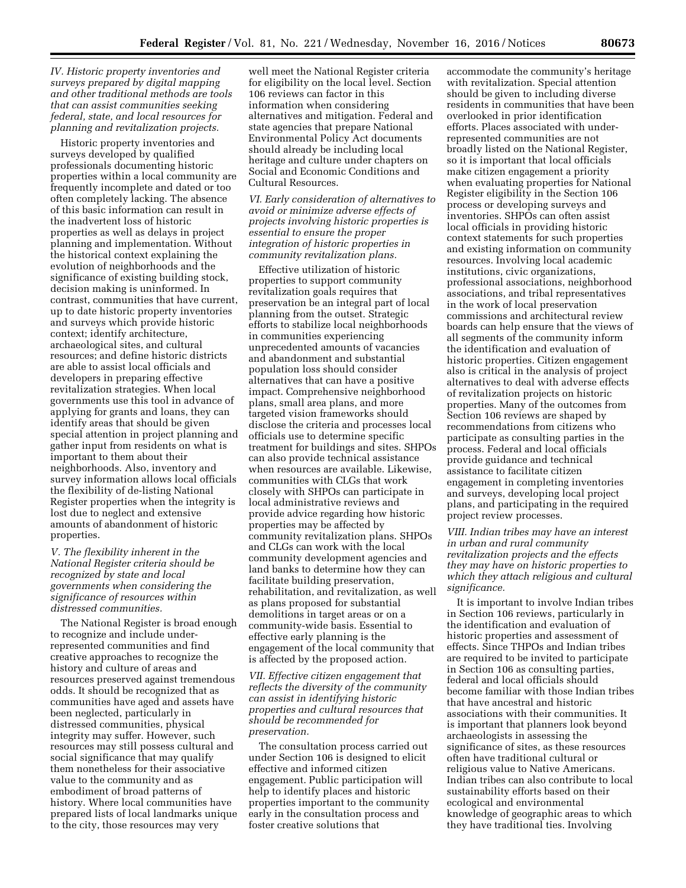*IV. Historic property inventories and surveys prepared by digital mapping and other traditional methods are tools that can assist communities seeking federal, state, and local resources for planning and revitalization projects.*

Historic property inventories and surveys developed by qualified professionals documenting historic properties within a local community are frequently incomplete and dated or too often completely lacking. The absence of this basic information can result in the inadvertent loss of historic properties as well as delays in project planning and implementation. Without the historical context explaining the evolution of neighborhoods and the significance of existing building stock, decision making is uninformed. In contrast, communities that have current, up to date historic property inventories and surveys which provide historic context; identify architecture, archaeological sites, and cultural resources; and define historic districts are able to assist local officials and developers in preparing effective revitalization strategies. When local governments use this tool in advance of applying for grants and loans, they can identify areas that should be given special attention in project planning and gather input from residents on what is important to them about their neighborhoods. Also, inventory and survey information allows local officials the flexibility of de-listing National Register properties when the integrity is lost due to neglect and extensive amounts of abandonment of historic properties.

*V. The flexibility inherent in the National Register criteria should be recognized by state and local governments when considering the significance of resources within distressed communities.*

The National Register is broad enough to recognize and include under-represented communities and find creative approaches to recognize the history and culture of areas and resources preserved against tremendous odds. It should be recognized that as communities have aged and assets have been neglected, particularly in distressed communities, physical integrity may suffer. However, such resources may still possess cultural and social significance that may qualify them nonetheless for their associative value to the community and as embodiment of broad patterns of history. Where local communities have prepared lists of local landmarks unique to the city, those resources may very well meet the National Register criteria for eligibility on the local level. Section 106 reviews can factor in this information when considering alternatives and mitigation. Federal and state agencies that prepare National Environmental Policy Act documents should already be including local heritage and culture under chapters on Social and Economic Conditions and Cultural Resources.

*VI. Early consideration of alternatives to avoid or minimize adverse effects of projects involving historic properties is essential to ensure the proper integration of historic properties in community revitalization plans.*

Effective utilization of historic properties to support community revitalization goals requires that preservation be an integral part of local planning from the outset. Strategic efforts to stabilize local neighborhoods in communities experiencing unprecedented amounts of vacancies and abandonment and substantial population loss should consider alternatives that can have a positive impact. Comprehensive neighborhood plans, small area plans, and more targeted vision frameworks should disclose the criteria and processes local officials use to determine specific treatment for buildings and sites. SHPOs can also provide technical assistance when resources are available. Likewise, communities with CLGs that work closely with SHPOs can participate in local administrative reviews and provide advice regarding how historic properties may be affected by community revitalization plans. SHPOs and CLGs can work with the local community development agencies and land banks to determine how they can facilitate building preservation, rehabilitation, and revitalization, as well as plans proposed for substantial demolitions in target areas or on a community-wide basis. Essential to effective early planning is the engagement of the local community that is affected by the proposed action.

*VII. Effective citizen engagement that reflects the diversity of the community can assist in identifying historic properties and cultural resources that should be recommended for preservation.*

The consultation process carried out under Section 106 is designed to elicit effective and informed citizen engagement. Public participation will help to identify places and historic properties important to the community early in the consultation process and foster creative solutions that accommodate the community's heritage with revitalization. Special attention should be given to including diverse residents in communities that have been overlooked in prior identification efforts. Places associated with under-represented communities are not broadly listed on the National Register, so it is important that local officials make citizen engagement a priority when evaluating properties for National Register eligibility in the Section 106 process or developing surveys and inventories. SHPOs can often assist local officials in providing historic context statements for such properties and existing information on community resources. Involving local academic institutions, civic organizations, professional associations, neighborhood associations, and tribal representatives in the work of local preservation commissions and architectural review boards can help ensure that the views of all segments of the community inform the identification and evaluation of historic properties. Citizen engagement also is critical in the analysis of project alternatives to deal with adverse effects of revitalization projects on historic properties. Many of the outcomes from Section 106 reviews are shaped by recommendations from citizens who participate as consulting parties in the process. Federal and local officials provide guidance and technical assistance to facilitate citizen engagement in completing inventories and surveys, developing local project plans, and participating in the required project review processes.

*VIII. Indian tribes may have an interest in urban and rural community revitalization projects and the effects they may have on historic properties to which they attach religious and cultural significance.*

It is important to involve Indian tribes in Section 106 reviews, particularly in the identification and evaluation of historic properties and assessment of effects. Since THPOs and Indian tribes are required to be invited to participate in Section 106 as consulting parties, federal and local officials should become familiar with those Indian tribes that have ancestral and historic associations with their communities. It is important that planners look beyond archaeologists in assessing the significance of sites, as these resources often have traditional cultural or religious value to Native Americans. Indian tribes can also contribute to local sustainability efforts based on their ecological and environmental knowledge of geographic areas to which they have traditional ties. Involving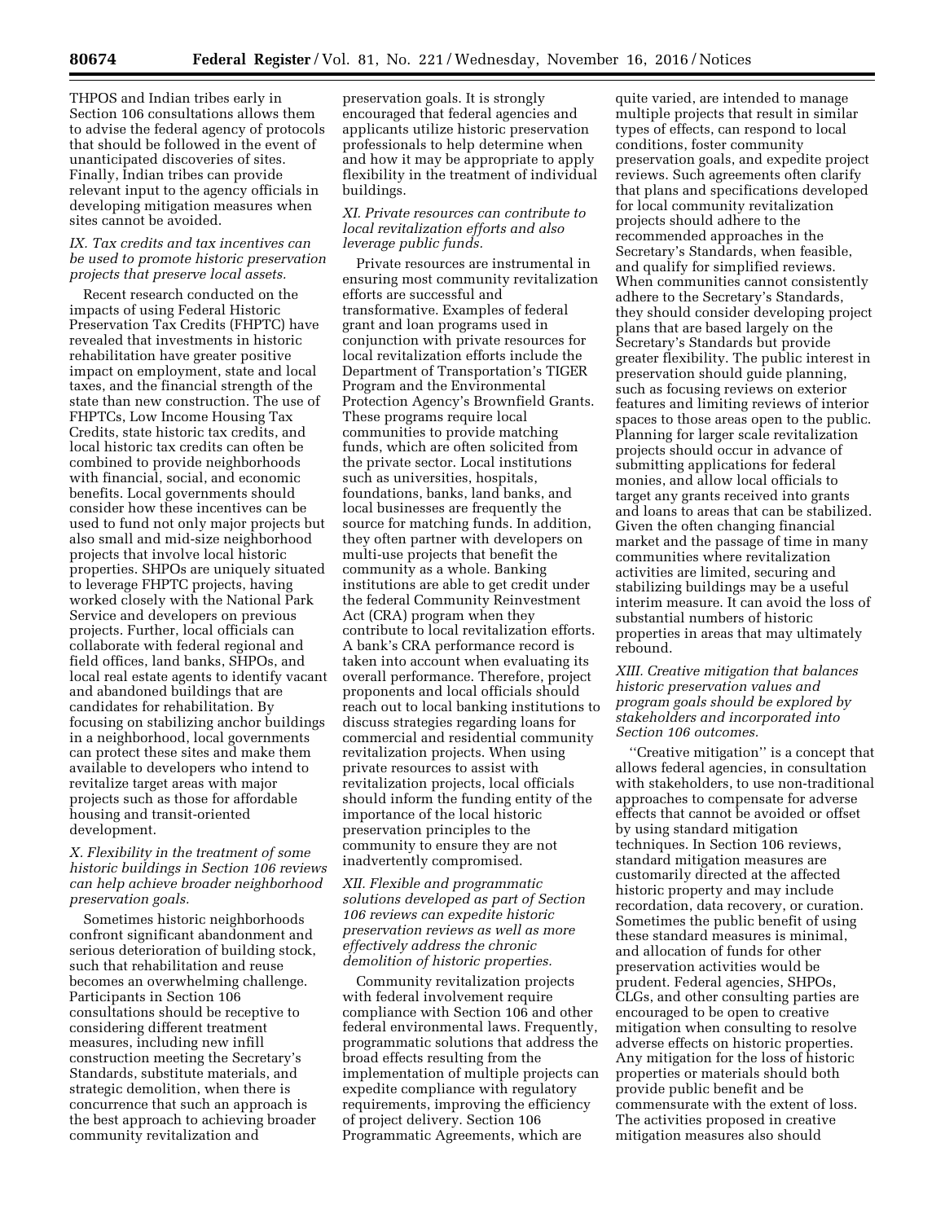THPOS and Indian tribes early in Section 106 consultations allows them to advise the federal agency of protocols that should be followed in the event of unanticipated discoveries of sites. Finally, Indian tribes can provide relevant input to the agency officials in developing mitigation measures when sites cannot be avoided.

*IX. Tax credits and tax incentives can be used to promote historic preservation projects that preserve local assets.*

Recent research conducted on the impacts of using Federal Historic Preservation Tax Credits (FHPTC) have revealed that investments in historic rehabilitation have greater positive impact on employment, state and local taxes, and the financial strength of the state than new construction. The use of FHPTCs, Low Income Housing Tax Credits, state historic tax credits, and local historic tax credits can often be combined to provide neighborhoods with financial, social, and economic benefits. Local governments should consider how these incentives can be used to fund not only major projects but also small and mid-size neighborhood projects that involve local historic properties. SHPOs are uniquely situated to leverage FHPTC projects, having worked closely with the National Park Service and developers on previous projects. Further, local officials can collaborate with federal regional and field offices, land banks, SHPOs, and local real estate agents to identify vacant and abandoned buildings that are candidates for rehabilitation. By focusing on stabilizing anchor buildings in a neighborhood, local governments can protect these sites and make them available to developers who intend to revitalize target areas with major projects such as those for affordable housing and transit-oriented development.

*X. Flexibility in the treatment of some historic buildings in Section 106 reviews can help achieve broader neighborhood preservation goals.*

Sometimes historic neighborhoods confront significant abandonment and serious deterioration of building stock, such that rehabilitation and reuse becomes an overwhelming challenge. Participants in Section 106 consultations should be receptive to considering different treatment measures, including new infill construction meeting the Secretary's Standards, substitute materials, and strategic demolition, when there is concurrence that such an approach is the best approach to achieving broader community revitalization and preservation goals. It is strongly encouraged that federal agencies and applicants utilize historic preservation professionals to help determine when and how it may be appropriate to apply flexibility in the treatment of individual buildings.

*XI. Private resources can contribute to local revitalization efforts and also leverage public funds.*

Private resources are instrumental in ensuring most community revitalization efforts are successful and transformative. Examples of federal grant and loan programs used in conjunction with private resources for local revitalization efforts include the Department of Transportation's TIGER Program and the Environmental Protection Agency's Brownfield Grants. These programs require local communities to provide matching funds, which are often solicited from the private sector. Local institutions such as universities, hospitals, foundations, banks, land banks, and local businesses are frequently the source for matching funds. In addition, they often partner with developers on multi-use projects that benefit the community as a whole. Banking institutions are able to get credit under the federal Community Reinvestment Act (CRA) program when they contribute to local revitalization efforts. A bank's CRA performance record is taken into account when evaluating its overall performance. Therefore, project proponents and local officials should reach out to local banking institutions to discuss strategies regarding loans for commercial and residential community revitalization projects. When using private resources to assist with revitalization projects, local officials should inform the funding entity of the importance of the local historic preservation principles to the community to ensure they are not inadvertently compromised.

*XII. Flexible and programmatic solutions developed as part of Section 106 reviews can expedite historic preservation reviews as well as more effectively address the chronic demolition of historic properties.*

Community revitalization projects with federal involvement require compliance with Section 106 and other federal environmental laws. Frequently, programmatic solutions that address the broad effects resulting from the implementation of multiple projects can expedite compliance with regulatory requirements, improving the efficiency of project delivery. Section 106 Programmatic Agreements, which are quite varied, are intended to manage multiple projects that result in similar types of effects, can respond to local conditions, foster community preservation goals, and expedite project reviews. Such agreements often clarify that plans and specifications developed for local community revitalization projects should adhere to the recommended approaches in the Secretary's Standards, when feasible, and qualify for simplified reviews. When communities cannot consistently adhere to the Secretary's Standards, they should consider developing project plans that are based largely on the Secretary's Standards but provide greater flexibility. The public interest in preservation should guide planning, such as focusing reviews on exterior features and limiting reviews of interior spaces to those areas open to the public. Planning for larger scale revitalization projects should occur in advance of submitting applications for federal monies, and allow local officials to target any grants received into grants and loans to areas that can be stabilized. Given the often changing financial market and the passage of time in many communities where revitalization activities are limited, securing and stabilizing buildings may be a useful interim measure. It can avoid the loss of substantial numbers of historic properties in areas that may ultimately rebound.

*XIII. Creative mitigation that balances historic preservation values and program goals should be explored by stakeholders and incorporated into Section 106 outcomes.*

''Creative mitigation'' is a concept that allows federal agencies, in consultation with stakeholders, to use non-traditional approaches to compensate for adverse effects that cannot be avoided or offset by using standard mitigation techniques. In Section 106 reviews, standard mitigation measures are customarily directed at the affected historic property and may include recordation, data recovery, or curation. Sometimes the public benefit of using these standard measures is minimal, and allocation of funds for other preservation activities would be prudent. Federal agencies, SHPOs, CLGs, and other consulting parties are encouraged to be open to creative mitigation when consulting to resolve adverse effects on historic properties. Any mitigation for the loss of historic properties or materials should both provide public benefit and be commensurate with the extent of loss. The activities proposed in creative mitigation measures also should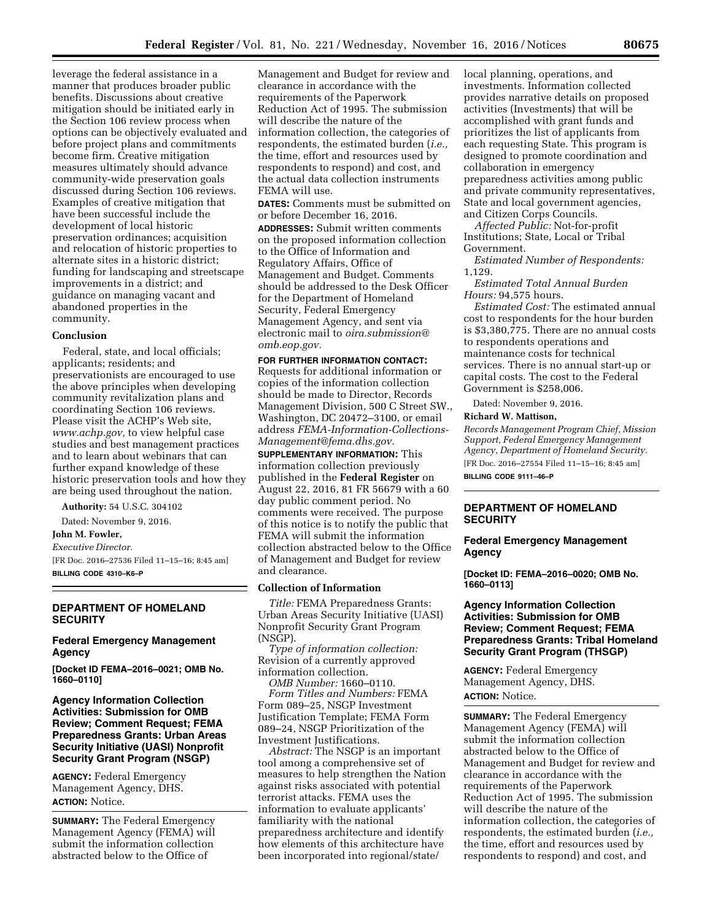leverage the federal assistance in a manner that produces broader public benefits. Discussions about creative mitigation should be initiated early in the Section 106 review process when options can be objectively evaluated and before project plans and commitments become firm. Creative mitigation measures ultimately should advance community-wide preservation goals discussed during Section 106 reviews. Examples of creative mitigation that have been successful include the development of local historic preservation ordinances; acquisition and relocation of historic properties to alternate sites in a historic district; funding for landscaping and streetscape improvements in a district; and guidance on managing vacant and abandoned properties in the community.

### Conclusion

Federal, state, and local officials; applicants; residents; and preservationists are encouraged to use the above principles when developing community revitalization plans and coordinating Section 106 reviews. Please visit the ACHP's Web site, *www.achp.gov,* to view helpful case studies and best management practices and to learn about webinars that can further expand knowledge of these historic preservation tools and how they are being used throughout the nation.

**Authority:** 54 U.S.C. 304102

Dated: November 9, 2016.

**John M. Fowler,**

*Executive Director.*

[FR Doc. 2016–27536 Filed 11–15–16; 8:45 am]

**BILLING CODE 4310–K6–P**

## DEPARTMENT OF HOMELAND SECURITY

### Federal Emergency Management Agency

**[Docket ID FEMA–2016–0021; OMB No. 1660–0110]**

### Agency Information Collection Activities: Submission for OMB Review; Comment Request; FEMA Preparedness Grants: Urban Areas Security Initiative (UASI) Nonprofit Security Grant Program (NSGP)

**AGENCY:** Federal Emergency Management Agency, DHS.

**ACTION:** Notice.

**SUMMARY:** The Federal Emergency Management Agency (FEMA) will submit the information collection abstracted below to the Office of Management and Budget for review and clearance in accordance with the requirements of the Paperwork Reduction Act of 1995. The submission will describe the nature of the information collection, the categories of respondents, the estimated burden (*i.e.,* the time, effort and resources used by respondents to respond) and cost, and the actual data collection instruments FEMA will use.

**DATES:** Comments must be submitted on or before December 16, 2016.

**ADDRESSES:** Submit written comments on the proposed information collection to the Office of Information and Regulatory Affairs, Office of Management and Budget. Comments should be addressed to the Desk Officer for the Department of Homeland Security, Federal Emergency Management Agency, and sent via electronic mail to *oira.submission@omb.eop.gov.*

**FOR FURTHER INFORMATION CONTACT:** Requests for additional information or copies of the information collection should be made to Director, Records Management Division, 500 C Street SW., Washington, DC 20472–3100, or email address *FEMA-Information-Collections-Management@fema.dhs.gov.*

**SUPPLEMENTARY INFORMATION:** This information collection previously published in the **Federal Register** on August 22, 2016, 81 FR 56679 with a 60 day public comment period. No comments were received. The purpose of this notice is to notify the public that FEMA will submit the information collection abstracted below to the Office of Management and Budget for review and clearance.

### Collection of Information

*Title:* FEMA Preparedness Grants: Urban Areas Security Initiative (UASI) Nonprofit Security Grant Program (NSGP).

*Type of information collection:* Revision of a currently approved information collection.

*OMB Number:* 1660–0110.

*Form Titles and Numbers:* FEMA Form 089–25, NSGP Investment Justification Template; FEMA Form 089–24, NSGP Prioritization of the Investment Justifications.

*Abstract:* The NSGP is an important tool among a comprehensive set of measures to help strengthen the Nation against risks associated with potential terrorist attacks. FEMA uses the information to evaluate applicants' familiarity with the national preparedness architecture and identify how elements of this architecture have been incorporated into regional/state/local planning, operations, and investments. Information collected provides narrative details on proposed activities (Investments) that will be accomplished with grant funds and prioritizes the list of applicants from each requesting State. This program is designed to promote coordination and collaboration in emergency preparedness activities among public and private community representatives, State and local government agencies, and Citizen Corps Councils.

*Affected Public:* Not-for-profit Institutions; State, Local or Tribal Government.

*Estimated Number of Respondents:* 1,129.

*Estimated Total Annual Burden Hours:* 94,575 hours.

*Estimated Cost:* The estimated annual cost to respondents for the hour burden is $3,380,775. There are no annual costs to respondents operations and maintenance costs for technical services. There is no annual start-up or capital costs. The cost to the Federal Government is $258,006.

Dated: November 9, 2016.

**Richard W. Mattison,**

*Records Management Program Chief, Mission Support, Federal Emergency Management Agency, Department of Homeland Security.*

[FR Doc. 2016–27554 Filed 11–15–16; 8:45 am]

**BILLING CODE 9111–46–P**

## DEPARTMENT OF HOMELAND SECURITY

### Federal Emergency Management Agency

**[Docket ID: FEMA–2016–0020; OMB No. 1660–0113]**

### Agency Information Collection Activities: Submission for OMB Review; Comment Request; FEMA Preparedness Grants: Tribal Homeland Security Grant Program (THSGP)

**AGENCY:** Federal Emergency Management Agency, DHS.

**ACTION:** Notice.

**SUMMARY:** The Federal Emergency Management Agency (FEMA) will submit the information collection abstracted below to the Office of Management and Budget for review and clearance in accordance with the requirements of the Paperwork Reduction Act of 1995. The submission will describe the nature of the information collection, the categories of respondents, the estimated burden (*i.e.,* the time, effort and resources used by respondents to respond) and cost, and